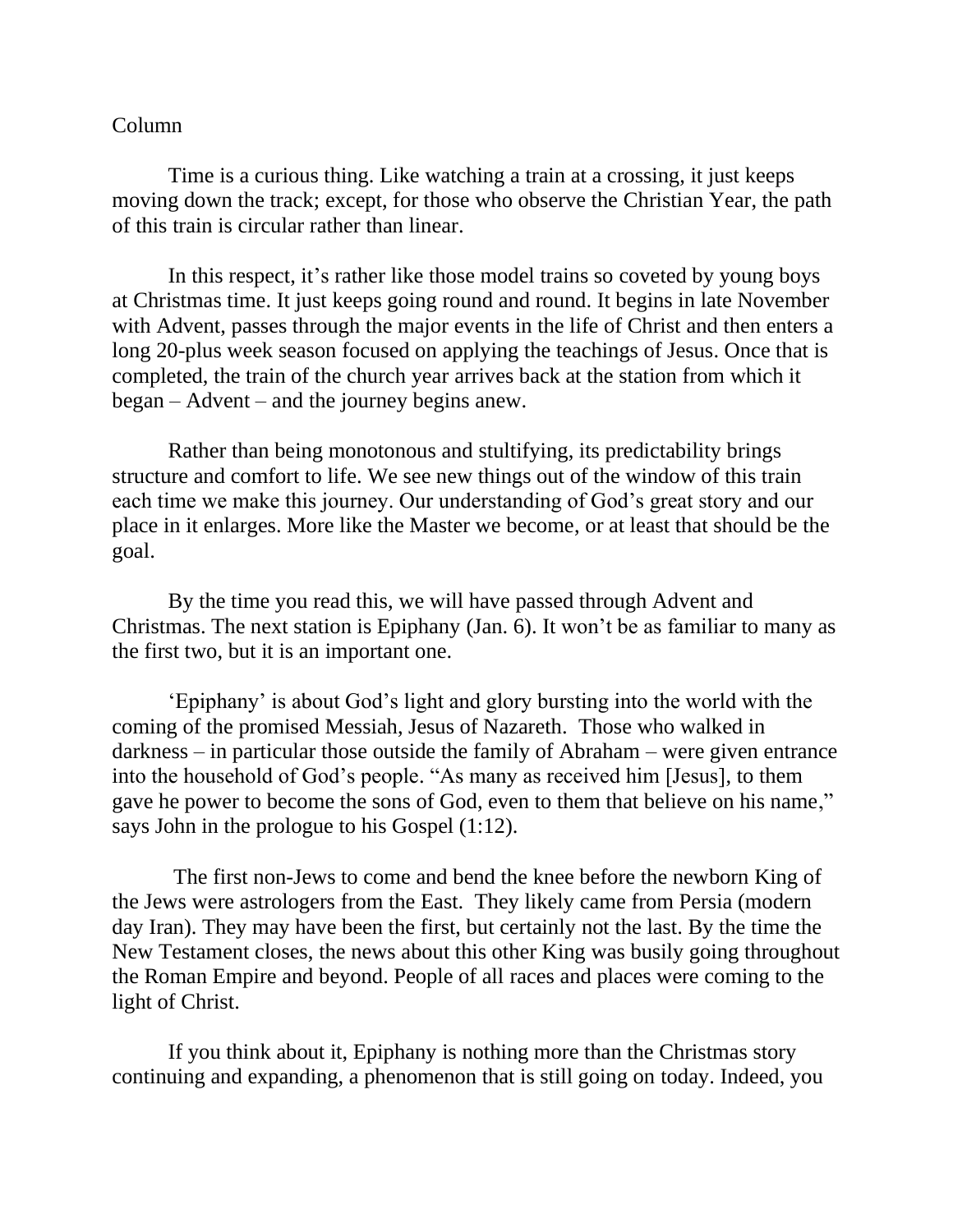Column

Time is a curious thing. Like watching a train at a crossing, it just keeps moving down the track; except, for those who observe the Christian Year, the path of this train is circular rather than linear.

In this respect, it's rather like those model trains so coveted by young boys at Christmas time. It just keeps going round and round. It begins in late November with Advent, passes through the major events in the life of Christ and then enters a long 20-plus week season focused on applying the teachings of Jesus. Once that is completed, the train of the church year arrives back at the station from which it began – Advent – and the journey begins anew.

Rather than being monotonous and stultifying, its predictability brings structure and comfort to life. We see new things out of the window of this train each time we make this journey. Our understanding of God's great story and our place in it enlarges. More like the Master we become, or at least that should be the goal.

By the time you read this, we will have passed through Advent and Christmas. The next station is Epiphany (Jan. 6). It won't be as familiar to many as the first two, but it is an important one.

'Epiphany' is about God's light and glory bursting into the world with the coming of the promised Messiah, Jesus of Nazareth. Those who walked in darkness – in particular those outside the family of Abraham – were given entrance into the household of God's people. "As many as received him [Jesus], to them gave he power to become the sons of God, even to them that believe on his name," says John in the prologue to his Gospel (1:12).

The first non-Jews to come and bend the knee before the newborn King of the Jews were astrologers from the East. They likely came from Persia (modern day Iran). They may have been the first, but certainly not the last. By the time the New Testament closes, the news about this other King was busily going throughout the Roman Empire and beyond. People of all races and places were coming to the light of Christ.

If you think about it, Epiphany is nothing more than the Christmas story continuing and expanding, a phenomenon that is still going on today. Indeed, you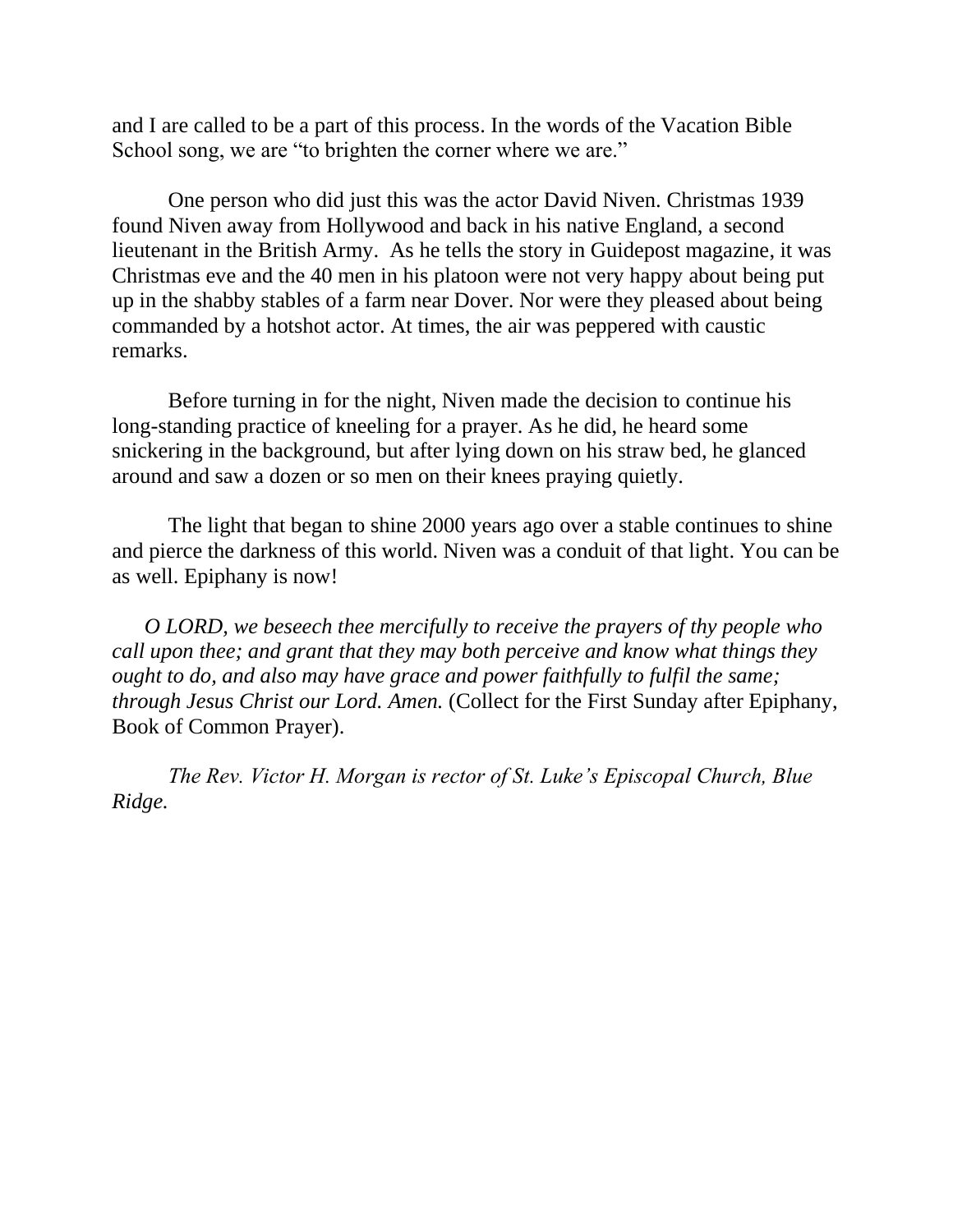and I are called to be a part of this process. In the words of the Vacation Bible School song, we are "to brighten the corner where we are."

One person who did just this was the actor David Niven. Christmas 1939 found Niven away from Hollywood and back in his native England, a second lieutenant in the British Army. As he tells the story in Guidepost magazine, it was Christmas eve and the 40 men in his platoon were not very happy about being put up in the shabby stables of a farm near Dover. Nor were they pleased about being commanded by a hotshot actor. At times, the air was peppered with caustic remarks.

Before turning in for the night, Niven made the decision to continue his long-standing practice of kneeling for a prayer. As he did, he heard some snickering in the background, but after lying down on his straw bed, he glanced around and saw a dozen or so men on their knees praying quietly.

The light that began to shine 2000 years ago over a stable continues to shine and pierce the darkness of this world. Niven was a conduit of that light. You can be as well. Epiphany is now!

*O LORD, we beseech thee mercifully to receive the prayers of thy people who call upon thee; and grant that they may both perceive and know what things they ought to do, and also may have grace and power faithfully to fulfil the same; through Jesus Christ our Lord. Amen.* (Collect for the First Sunday after Epiphany, Book of Common Prayer).

*The Rev. Victor H. Morgan is rector of St. Luke's Episcopal Church, Blue Ridge.*